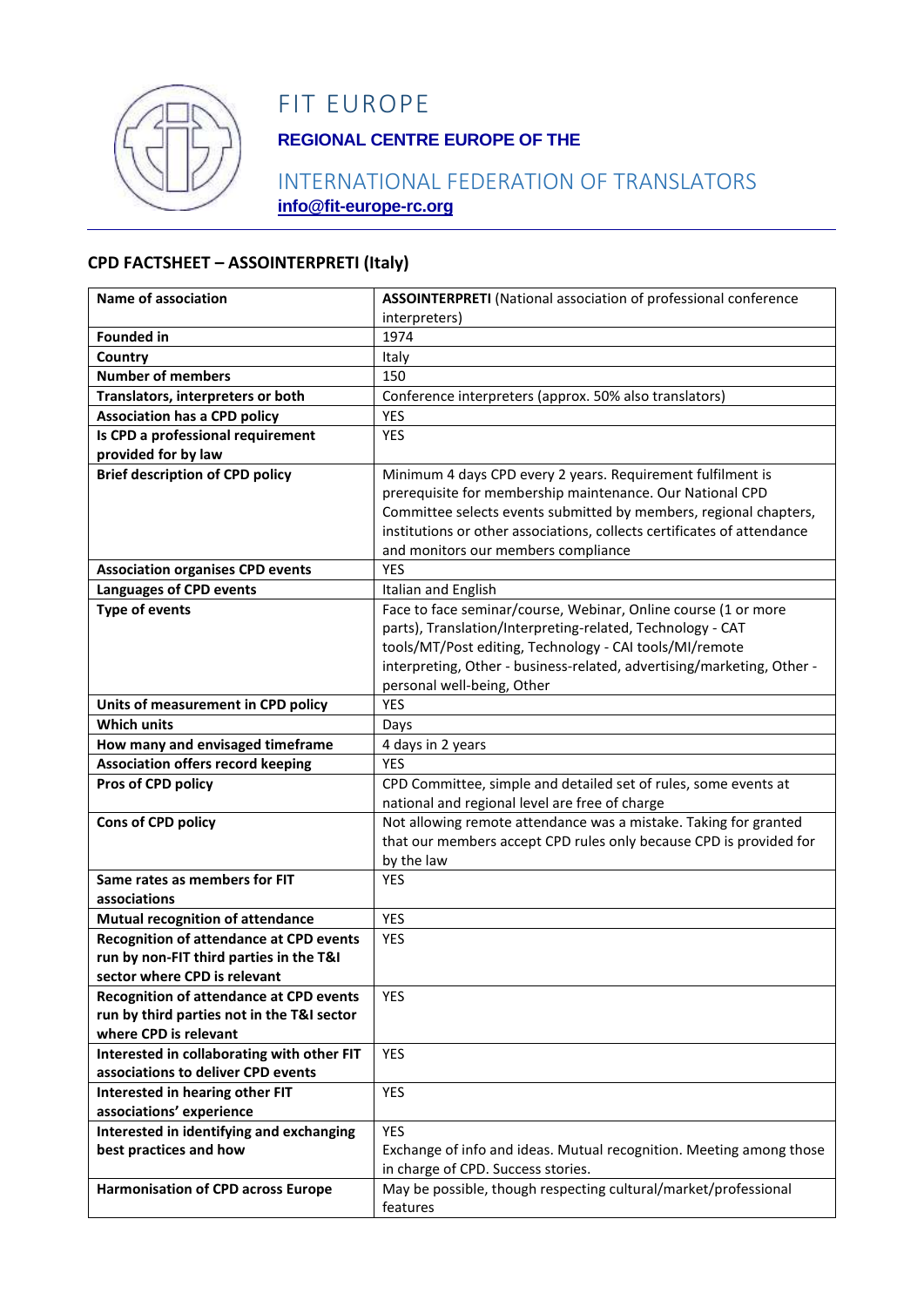# FIT EUROPE

**REGIONAL CENTRE EUROPE OF THE**

INTERNATIONAL FEDERATION OF TRANSLATORS

**info@fit-europe-rc.org**

## CPD FACTSHEET – ASSOINTERPRETI (Italy)

| | |
|---|---|
| **Name of association** | **ASSOINTERPRETI** (National association of professional conference interpreters) |
| **Founded in** | 1974 |
| **Country** | Italy |
| **Number of members** | 150 |
| **Translators, interpreters or both** | Conference interpreters (approx. 50% also translators) |
| **Association has a CPD policy** | YES |
| **Is CPD a professional requirement provided for by law** | YES |
| **Brief description of CPD policy** | Minimum 4 days CPD every 2 years. Requirement fulfilment is prerequisite for membership maintenance. Our National CPD Committee selects events submitted by members, regional chapters, institutions or other associations, collects certificates of attendance and monitors our members compliance |
| **Association organises CPD events** | YES |
| **Languages of CPD events** | Italian and English |
| **Type of events** | Face to face seminar/course, Webinar, Online course (1 or more parts), Translation/Interpreting-related, Technology - CAT tools/MT/Post editing, Technology - CAI tools/MI/remote interpreting, Other - business-related, advertising/marketing, Other - personal well-being, Other |
| **Units of measurement in CPD policy** | YES |
| **Which units** | Days |
| **How many and envisaged timeframe** | 4 days in 2 years |
| **Association offers record keeping** | YES |
| **Pros of CPD policy** | CPD Committee, simple and detailed set of rules, some events at national and regional level are free of charge |
| **Cons of CPD policy** | Not allowing remote attendance was a mistake. Taking for granted that our members accept CPD rules only because CPD is provided for by the law |
| **Same rates as members for FIT associations** | YES |
| **Mutual recognition of attendance** | YES |
| **Recognition of attendance at CPD events run by non-FIT third parties in the T&I sector where CPD is relevant** | YES |
| **Recognition of attendance at CPD events run by third parties not in the T&I sector where CPD is relevant** | YES |
| **Interested in collaborating with other FIT associations to deliver CPD events** | YES |
| **Interested in hearing other FIT associations' experience** | YES |
| **Interested in identifying and exchanging best practices and how** | YES<br>Exchange of info and ideas. Mutual recognition. Meeting among those in charge of CPD. Success stories. |
| **Harmonisation of CPD across Europe** | May be possible, though respecting cultural/market/professional features |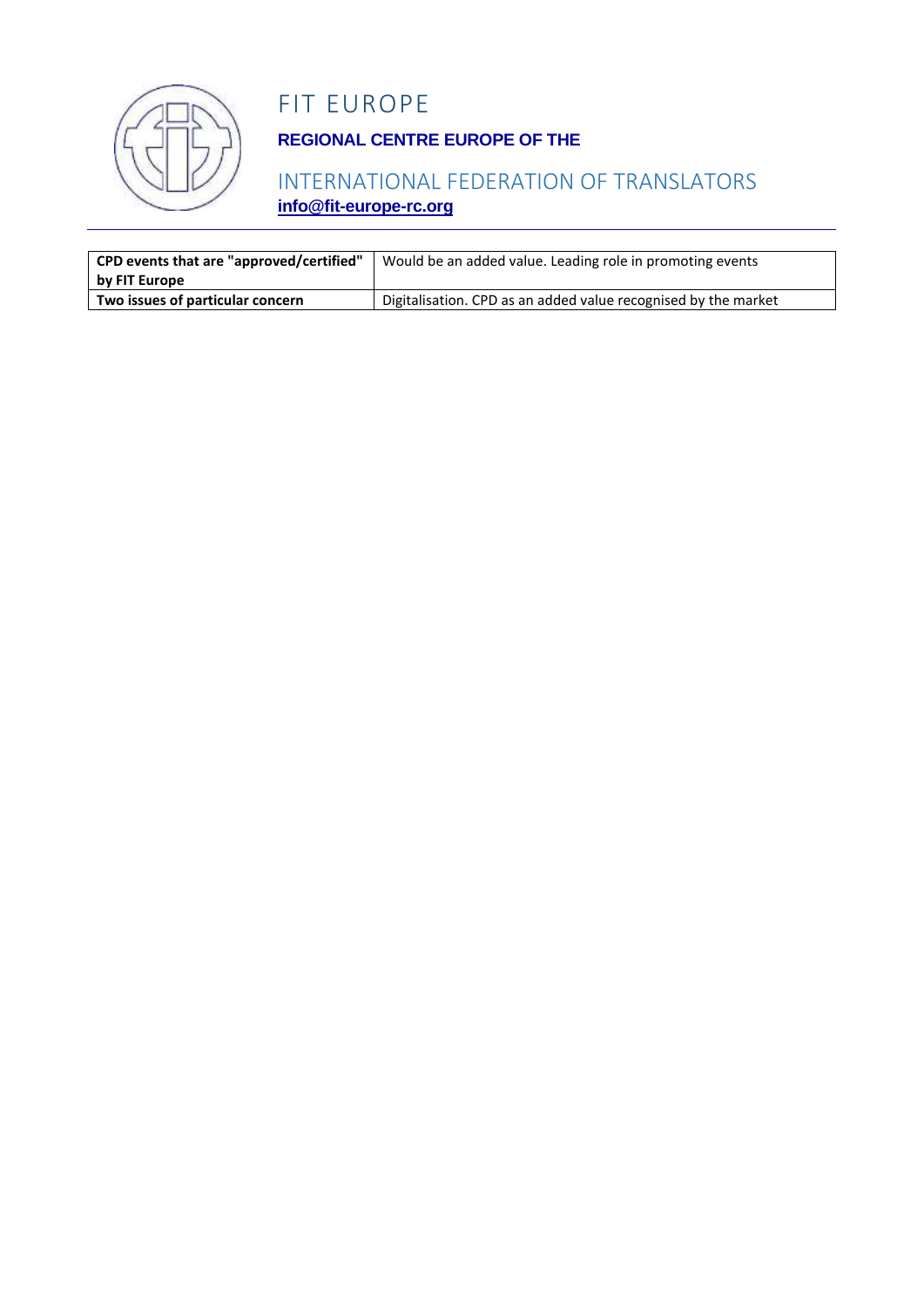| | |
|---|---|
| **CPD events that are "approved/certified" by FIT Europe** | Would be an added value. Leading role in promoting events |
| **Two issues of particular concern** | Digitalisation. CPD as an added value recognised by the market |